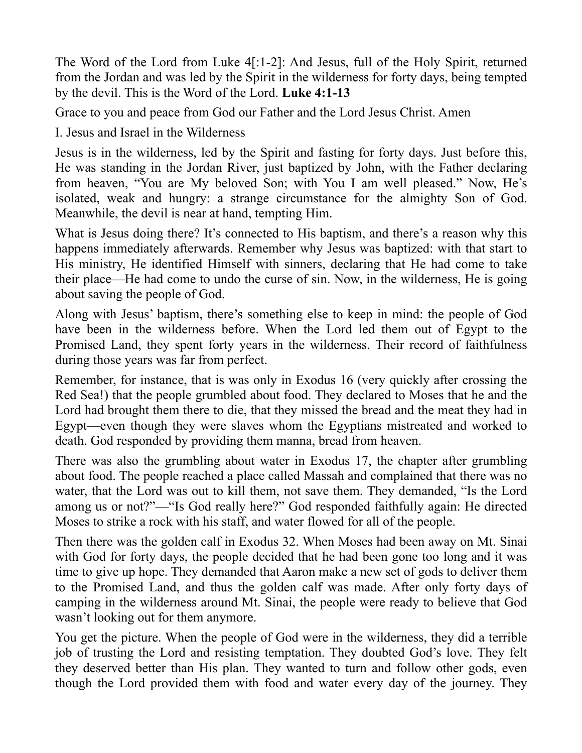The Word of the Lord from Luke 4[:1-2]: And Jesus, full of the Holy Spirit, returned from the Jordan and was led by the Spirit in the wilderness for forty days, being tempted by the devil. This is the Word of the Lord. **Luke 4:1-13**

Grace to you and peace from God our Father and the Lord Jesus Christ. Amen

I. Jesus and Israel in the Wilderness

Jesus is in the wilderness, led by the Spirit and fasting for forty days. Just before this, He was standing in the Jordan River, just baptized by John, with the Father declaring from heaven, "You are My beloved Son; with You I am well pleased." Now, He's isolated, weak and hungry: a strange circumstance for the almighty Son of God. Meanwhile, the devil is near at hand, tempting Him.

What is Jesus doing there? It's connected to His baptism, and there's a reason why this happens immediately afterwards. Remember why Jesus was baptized: with that start to His ministry, He identified Himself with sinners, declaring that He had come to take their place—He had come to undo the curse of sin. Now, in the wilderness, He is going about saving the people of God.

Along with Jesus' baptism, there's something else to keep in mind: the people of God have been in the wilderness before. When the Lord led them out of Egypt to the Promised Land, they spent forty years in the wilderness. Their record of faithfulness during those years was far from perfect.

Remember, for instance, that is was only in Exodus 16 (very quickly after crossing the Red Sea!) that the people grumbled about food. They declared to Moses that he and the Lord had brought them there to die, that they missed the bread and the meat they had in Egypt—even though they were slaves whom the Egyptians mistreated and worked to death. God responded by providing them manna, bread from heaven.

There was also the grumbling about water in Exodus 17, the chapter after grumbling about food. The people reached a place called Massah and complained that there was no water, that the Lord was out to kill them, not save them. They demanded, "Is the Lord among us or not?"—"Is God really here?" God responded faithfully again: He directed Moses to strike a rock with his staff, and water flowed for all of the people.

Then there was the golden calf in Exodus 32. When Moses had been away on Mt. Sinai with God for forty days, the people decided that he had been gone too long and it was time to give up hope. They demanded that Aaron make a new set of gods to deliver them to the Promised Land, and thus the golden calf was made. After only forty days of camping in the wilderness around Mt. Sinai, the people were ready to believe that God wasn't looking out for them anymore.

You get the picture. When the people of God were in the wilderness, they did a terrible job of trusting the Lord and resisting temptation. They doubted God's love. They felt they deserved better than His plan. They wanted to turn and follow other gods, even though the Lord provided them with food and water every day of the journey. They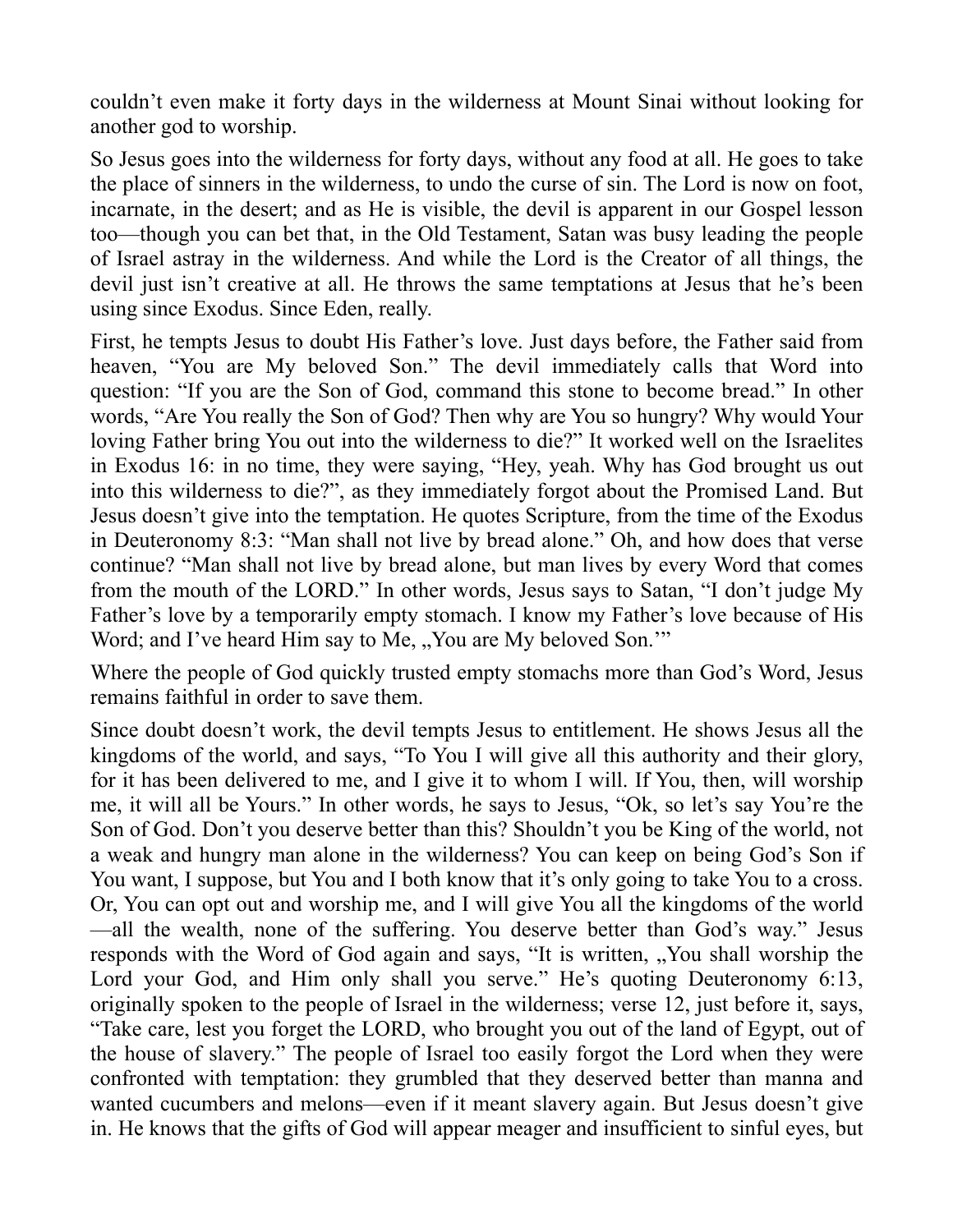couldn’t even make it forty days in the wilderness at Mount Sinai without looking for another god to worship.

So Jesus goes into the wilderness for forty days, without any food at all. He goes to take the place of sinners in the wilderness, to undo the curse of sin. The Lord is now on foot, incarnate, in the desert; and as He is visible, the devil is apparent in our Gospel lesson too—though you can bet that, in the Old Testament, Satan was busy leading the people of Israel astray in the wilderness. And while the Lord is the Creator of all things, the devil just isn’t creative at all. He throws the same temptations at Jesus that he’s been using since Exodus. Since Eden, really.

First, he tempts Jesus to doubt His Father’s love. Just days before, the Father said from heaven, “You are My beloved Son.” The devil immediately calls that Word into question: “If you are the Son of God, command this stone to become bread.” In other words, “Are You really the Son of God? Then why are You so hungry? Why would Your loving Father bring You out into the wilderness to die?” It worked well on the Israelites in Exodus 16: in no time, they were saying, “Hey, yeah. Why has God brought us out into this wilderness to die?”, as they immediately forgot about the Promised Land. But Jesus doesn’t give into the temptation. He quotes Scripture, from the time of the Exodus in Deuteronomy 8:3: “Man shall not live by bread alone.” Oh, and how does that verse continue? “Man shall not live by bread alone, but man lives by every Word that comes from the mouth of the LORD.” In other words, Jesus says to Satan, “I don’t judge My Father’s love by a temporarily empty stomach. I know my Father’s love because of His Word; and I’ve heard Him say to Me, „You are My beloved Son.’”

Where the people of God quickly trusted empty stomachs more than God’s Word, Jesus remains faithful in order to save them.

Since doubt doesn’t work, the devil tempts Jesus to entitlement. He shows Jesus all the kingdoms of the world, and says, “To You I will give all this authority and their glory, for it has been delivered to me, and I give it to whom I will. If You, then, will worship me, it will all be Yours.” In other words, he says to Jesus, “Ok, so let’s say You’re the Son of God. Don’t you deserve better than this? Shouldn’t you be King of the world, not a weak and hungry man alone in the wilderness? You can keep on being God’s Son if You want, I suppose, but You and I both know that it’s only going to take You to a cross. Or, You can opt out and worship me, and I will give You all the kingdoms of the world—all the wealth, none of the suffering. You deserve better than God’s way.” Jesus responds with the Word of God again and says, “It is written, „You shall worship the Lord your God, and Him only shall you serve.” He’s quoting Deuteronomy 6:13, originally spoken to the people of Israel in the wilderness; verse 12, just before it, says, “Take care, lest you forget the LORD, who brought you out of the land of Egypt, out of the house of slavery.” The people of Israel too easily forgot the Lord when they were confronted with temptation: they grumbled that they deserved better than manna and wanted cucumbers and melons—even if it meant slavery again. But Jesus doesn’t give in. He knows that the gifts of God will appear meager and insufficient to sinful eyes, but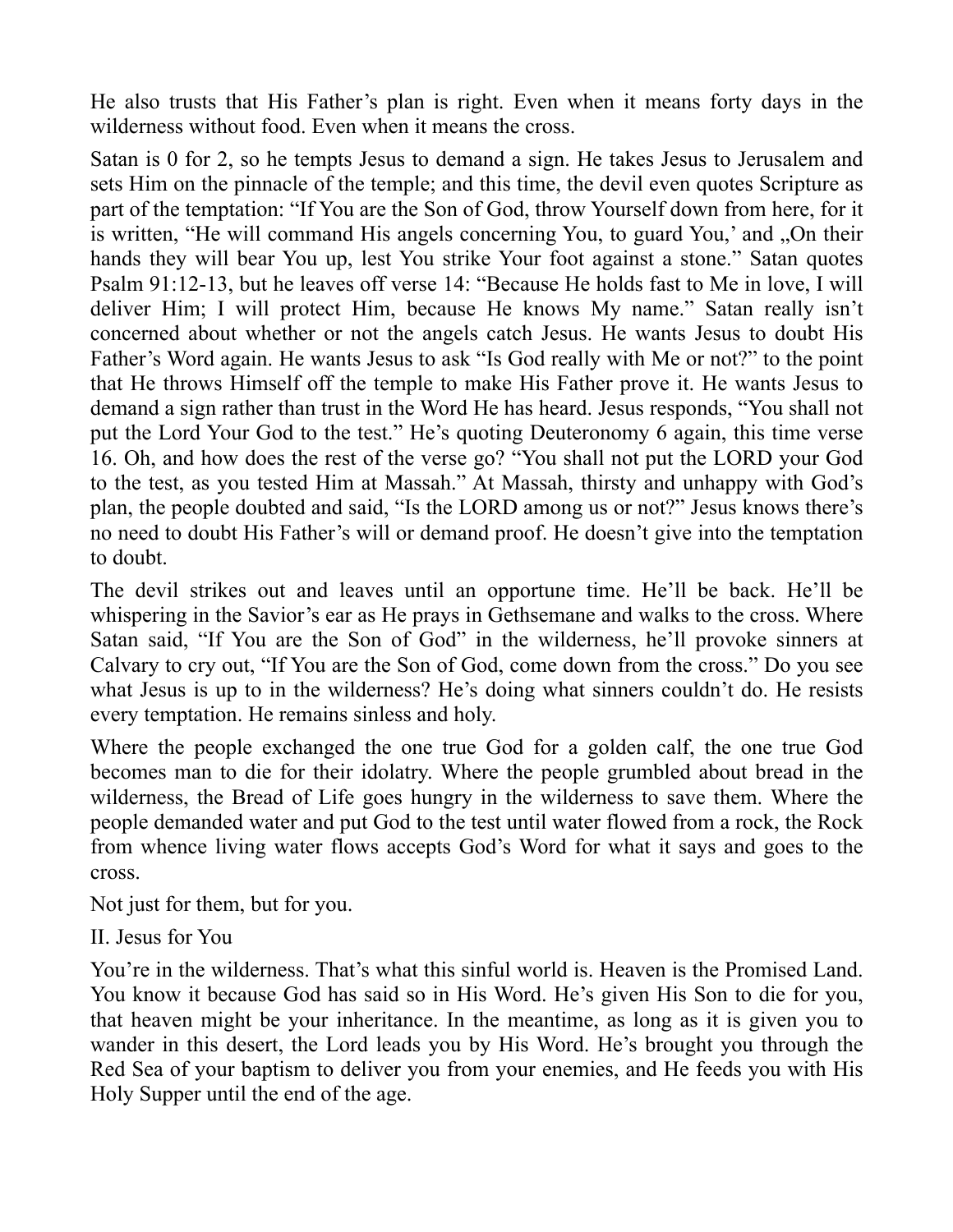He also trusts that His Father's plan is right. Even when it means forty days in the wilderness without food. Even when it means the cross.

Satan is 0 for 2, so he tempts Jesus to demand a sign. He takes Jesus to Jerusalem and sets Him on the pinnacle of the temple; and this time, the devil even quotes Scripture as part of the temptation: "If You are the Son of God, throw Yourself down from here, for it is written, "He will command His angels concerning You, to guard You,' and „On their hands they will bear You up, lest You strike Your foot against a stone." Satan quotes Psalm 91:12-13, but he leaves off verse 14: "Because He holds fast to Me in love, I will deliver Him; I will protect Him, because He knows My name." Satan really isn't concerned about whether or not the angels catch Jesus. He wants Jesus to doubt His Father's Word again. He wants Jesus to ask "Is God really with Me or not?" to the point that He throws Himself off the temple to make His Father prove it. He wants Jesus to demand a sign rather than trust in the Word He has heard. Jesus responds, "You shall not put the Lord Your God to the test." He's quoting Deuteronomy 6 again, this time verse 16. Oh, and how does the rest of the verse go? "You shall not put the LORD your God to the test, as you tested Him at Massah." At Massah, thirsty and unhappy with God's plan, the people doubted and said, "Is the LORD among us or not?" Jesus knows there's no need to doubt His Father's will or demand proof. He doesn't give into the temptation to doubt.

The devil strikes out and leaves until an opportune time. He'll be back. He'll be whispering in the Savior's ear as He prays in Gethsemane and walks to the cross. Where Satan said, "If You are the Son of God" in the wilderness, he'll provoke sinners at Calvary to cry out, "If You are the Son of God, come down from the cross." Do you see what Jesus is up to in the wilderness? He's doing what sinners couldn't do. He resists every temptation. He remains sinless and holy.

Where the people exchanged the one true God for a golden calf, the one true God becomes man to die for their idolatry. Where the people grumbled about bread in the wilderness, the Bread of Life goes hungry in the wilderness to save them. Where the people demanded water and put God to the test until water flowed from a rock, the Rock from whence living water flows accepts God's Word for what it says and goes to the cross.

Not just for them, but for you.

## II. Jesus for You

You're in the wilderness. That's what this sinful world is. Heaven is the Promised Land. You know it because God has said so in His Word. He's given His Son to die for you, that heaven might be your inheritance. In the meantime, as long as it is given you to wander in this desert, the Lord leads you by His Word. He's brought you through the Red Sea of your baptism to deliver you from your enemies, and He feeds you with His Holy Supper until the end of the age.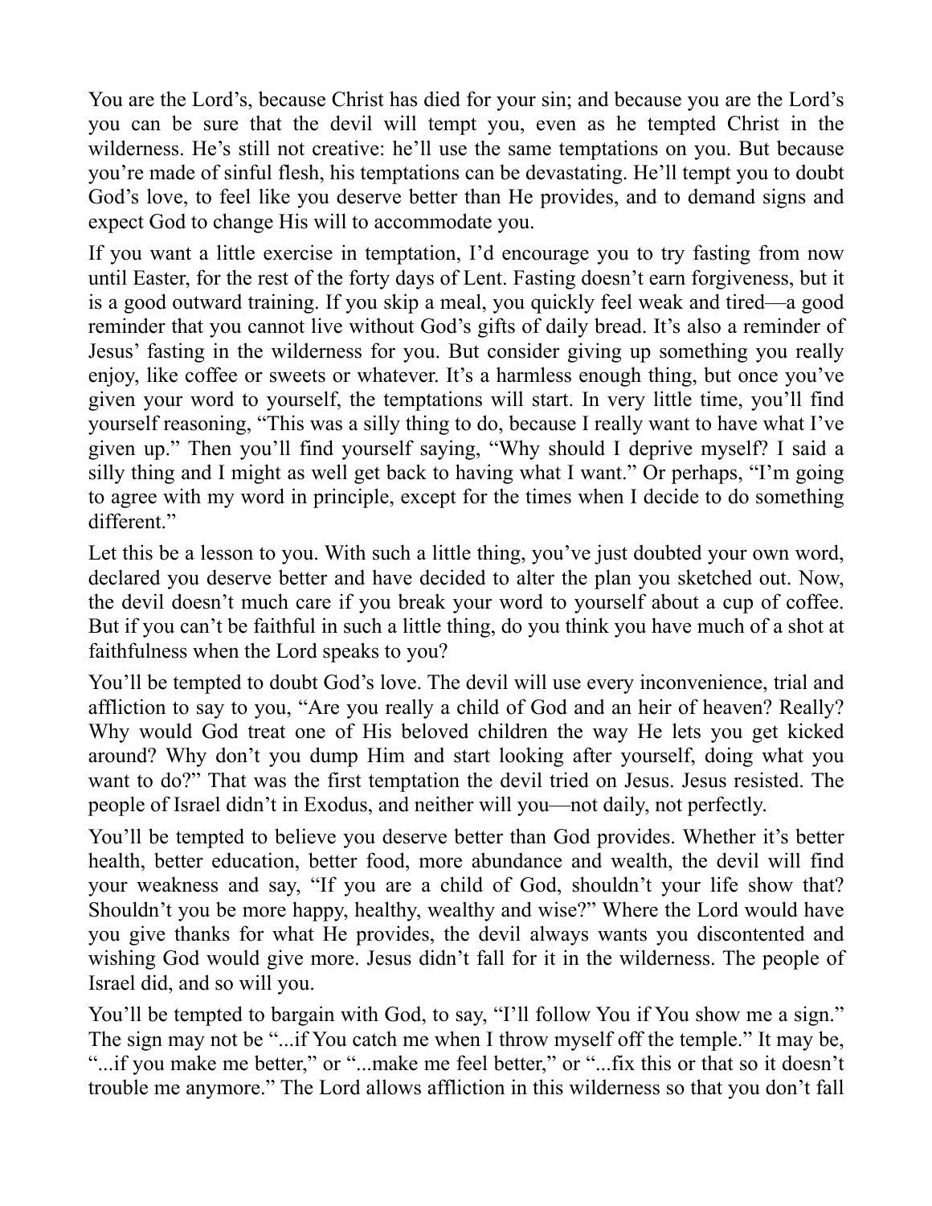You are the Lord's, because Christ has died for your sin; and because you are the Lord's you can be sure that the devil will tempt you, even as he tempted Christ in the wilderness. He's still not creative: he'll use the same temptations on you. But because you're made of sinful flesh, his temptations can be devastating. He'll tempt you to doubt God's love, to feel like you deserve better than He provides, and to demand signs and expect God to change His will to accommodate you.

If you want a little exercise in temptation, I'd encourage you to try fasting from now until Easter, for the rest of the forty days of Lent. Fasting doesn't earn forgiveness, but it is a good outward training. If you skip a meal, you quickly feel weak and tired—a good reminder that you cannot live without God's gifts of daily bread. It's also a reminder of Jesus' fasting in the wilderness for you. But consider giving up something you really enjoy, like coffee or sweets or whatever. It's a harmless enough thing, but once you've given your word to yourself, the temptations will start. In very little time, you'll find yourself reasoning, "This was a silly thing to do, because I really want to have what I've given up." Then you'll find yourself saying, "Why should I deprive myself? I said a silly thing and I might as well get back to having what I want." Or perhaps, "I'm going to agree with my word in principle, except for the times when I decide to do something different."

Let this be a lesson to you. With such a little thing, you've just doubted your own word, declared you deserve better and have decided to alter the plan you sketched out. Now, the devil doesn't much care if you break your word to yourself about a cup of coffee. But if you can't be faithful in such a little thing, do you think you have much of a shot at faithfulness when the Lord speaks to you?

You'll be tempted to doubt God's love. The devil will use every inconvenience, trial and affliction to say to you, "Are you really a child of God and an heir of heaven? Really? Why would God treat one of His beloved children the way He lets you get kicked around? Why don't you dump Him and start looking after yourself, doing what you want to do?" That was the first temptation the devil tried on Jesus. Jesus resisted. The people of Israel didn't in Exodus, and neither will you—not daily, not perfectly.

You'll be tempted to believe you deserve better than God provides. Whether it's better health, better education, better food, more abundance and wealth, the devil will find your weakness and say, "If you are a child of God, shouldn't your life show that? Shouldn't you be more happy, healthy, wealthy and wise?" Where the Lord would have you give thanks for what He provides, the devil always wants you discontented and wishing God would give more. Jesus didn't fall for it in the wilderness. The people of Israel did, and so will you.

You'll be tempted to bargain with God, to say, "I'll follow You if You show me a sign." The sign may not be "...if You catch me when I throw myself off the temple." It may be, "...if you make me better," or "...make me feel better," or "...fix this or that so it doesn't trouble me anymore." The Lord allows affliction in this wilderness so that you don't fall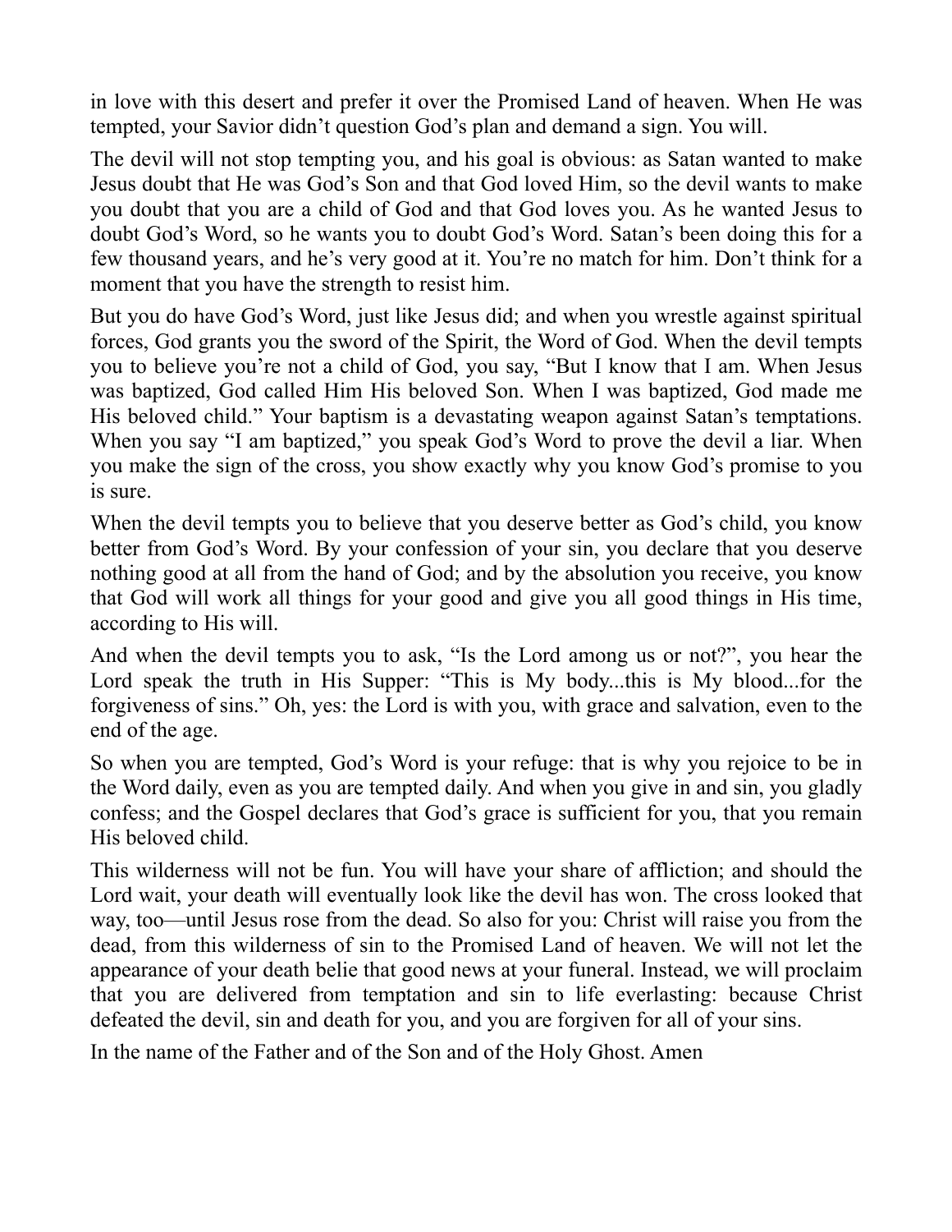in love with this desert and prefer it over the Promised Land of heaven. When He was tempted, your Savior didn't question God's plan and demand a sign. You will.

The devil will not stop tempting you, and his goal is obvious: as Satan wanted to make Jesus doubt that He was God's Son and that God loved Him, so the devil wants to make you doubt that you are a child of God and that God loves you. As he wanted Jesus to doubt God's Word, so he wants you to doubt God's Word. Satan's been doing this for a few thousand years, and he's very good at it. You're no match for him. Don't think for a moment that you have the strength to resist him.

But you do have God's Word, just like Jesus did; and when you wrestle against spiritual forces, God grants you the sword of the Spirit, the Word of God. When the devil tempts you to believe you're not a child of God, you say, "But I know that I am. When Jesus was baptized, God called Him His beloved Son. When I was baptized, God made me His beloved child." Your baptism is a devastating weapon against Satan's temptations. When you say "I am baptized," you speak God's Word to prove the devil a liar. When you make the sign of the cross, you show exactly why you know God's promise to you is sure.

When the devil tempts you to believe that you deserve better as God's child, you know better from God's Word. By your confession of your sin, you declare that you deserve nothing good at all from the hand of God; and by the absolution you receive, you know that God will work all things for your good and give you all good things in His time, according to His will.

And when the devil tempts you to ask, "Is the Lord among us or not?", you hear the Lord speak the truth in His Supper: "This is My body...this is My blood...for the forgiveness of sins." Oh, yes: the Lord is with you, with grace and salvation, even to the end of the age.

So when you are tempted, God's Word is your refuge: that is why you rejoice to be in the Word daily, even as you are tempted daily. And when you give in and sin, you gladly confess; and the Gospel declares that God's grace is sufficient for you, that you remain His beloved child.

This wilderness will not be fun. You will have your share of affliction; and should the Lord wait, your death will eventually look like the devil has won. The cross looked that way, too—until Jesus rose from the dead. So also for you: Christ will raise you from the dead, from this wilderness of sin to the Promised Land of heaven. We will not let the appearance of your death belie that good news at your funeral. Instead, we will proclaim that you are delivered from temptation and sin to life everlasting: because Christ defeated the devil, sin and death for you, and you are forgiven for all of your sins.

In the name of the Father and of the Son and of the Holy Ghost. Amen